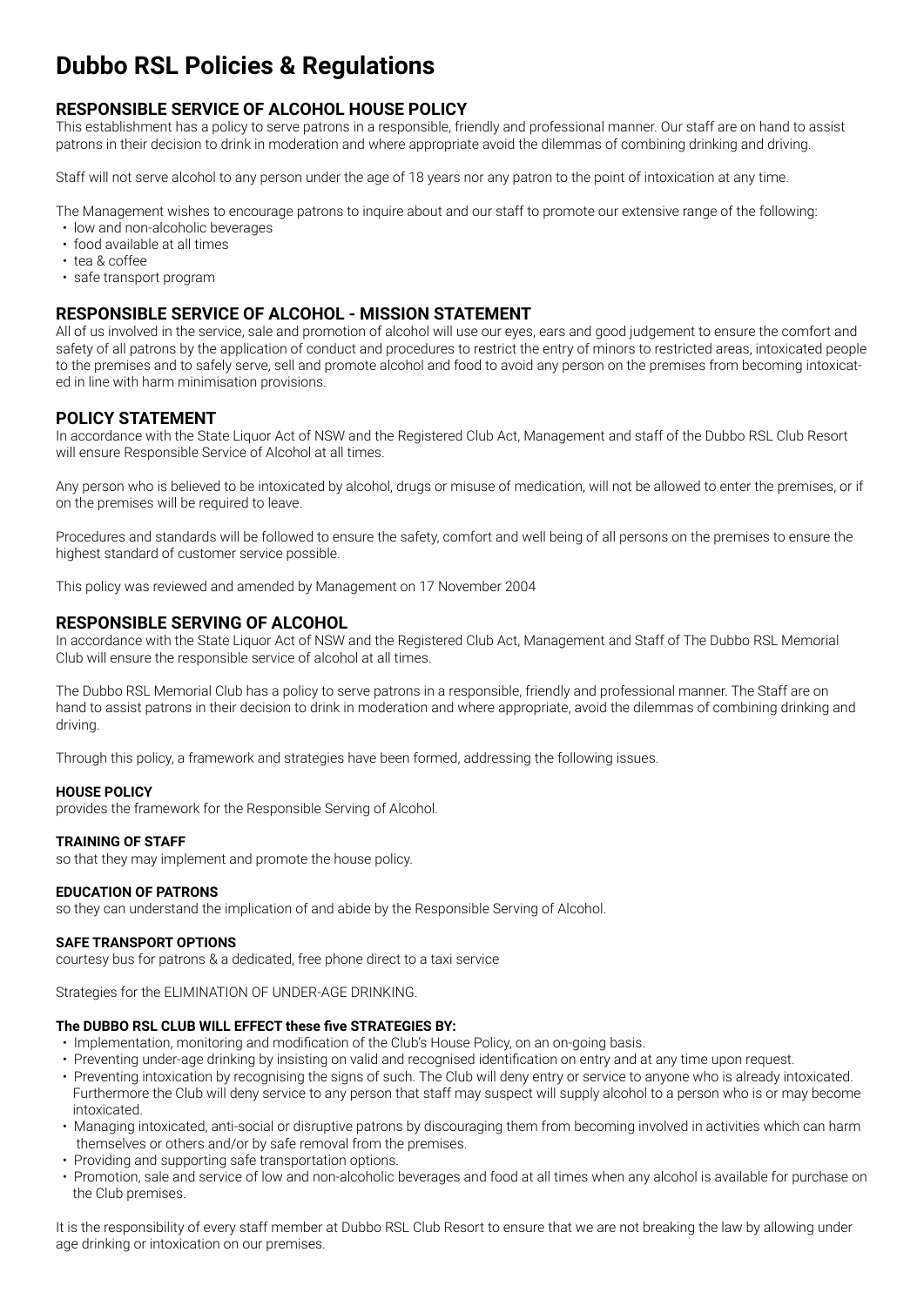# Dubbo RSL Policies & Regulations

## RESPONSIBLE SERVICE OF ALCOHOL HOUSE POLICY

This establishment has a policy to serve patrons in a responsible, friendly and professional manner. Our staff are on hand to assist patrons in their decision to drink in moderation and where appropriate avoid the dilemmas of combining drinking and driving.

Staff will not serve alcohol to any person under the age of 18 years nor any patron to the point of intoxication at any time.

The Management wishes to encourage patrons to inquire about and our staff to promote our extensive range of the following:

- low and non-alcoholic beverages
- food available at all times
- tea & coffee
- safe transport program

## RESPONSIBLE SERVICE OF ALCOHOL - MISSION STATEMENT

All of us involved in the service, sale and promotion of alcohol will use our eyes, ears and good judgement to ensure the comfort and safety of all patrons by the application of conduct and procedures to restrict the entry of minors to restricted areas, intoxicated people to the premises and to safely serve, sell and promote alcohol and food to avoid any person on the premises from becoming intoxicated in line with harm minimisation provisions.

## POLICY STATEMENT

In accordance with the State Liquor Act of NSW and the Registered Club Act, Management and staff of the Dubbo RSL Club Resort will ensure Responsible Service of Alcohol at all times.

Any person who is believed to be intoxicated by alcohol, drugs or misuse of medication, will not be allowed to enter the premises, or if on the premises will be required to leave.

Procedures and standards will be followed to ensure the safety, comfort and well being of all persons on the premises to ensure the highest standard of customer service possible.

This policy was reviewed and amended by Management on 17 November 2004

## RESPONSIBLE SERVING OF ALCOHOL

In accordance with the State Liquor Act of NSW and the Registered Club Act, Management and Staff of The Dubbo RSL Memorial Club will ensure the responsible service of alcohol at all times.

The Dubbo RSL Memorial Club has a policy to serve patrons in a responsible, friendly and professional manner. The Staff are on hand to assist patrons in their decision to drink in moderation and where appropriate, avoid the dilemmas of combining drinking and driving.

Through this policy, a framework and strategies have been formed, addressing the following issues.

#### HOUSE POLICY

provides the framework for the Responsible Serving of Alcohol.

#### TRAINING OF STAFF

so that they may implement and promote the house policy.

#### EDUCATION OF PATRONS

so they can understand the implication of and abide by the Responsible Serving of Alcohol.

#### SAFE TRANSPORT OPTIONS

courtesy bus for patrons & a dedicated, free phone direct to a taxi service

Strategies for the ELIMINATION OF UNDER-AGE DRINKING.

#### The DUBBO RSL CLUB WILL EFFECT these five STRATEGIES BY:

- Implementation, monitoring and modification of the Club's House Policy, on an on-going basis.
- Preventing under-age drinking by insisting on valid and recognised identification on entry and at any time upon request.
- Preventing intoxication by recognising the signs of such. The Club will deny entry or service to anyone who is already intoxicated. Furthermore the Club will deny service to any person that staff may suspect will supply alcohol to a person who is or may become intoxicated.
- Managing intoxicated, anti-social or disruptive patrons by discouraging them from becoming involved in activities which can harm themselves or others and/or by safe removal from the premises.
- Providing and supporting safe transportation options.
- Promotion, sale and service of low and non-alcoholic beverages and food at all times when any alcohol is available for purchase on the Club premises.

It is the responsibility of every staff member at Dubbo RSL Club Resort to ensure that we are not breaking the law by allowing under age drinking or intoxication on our premises.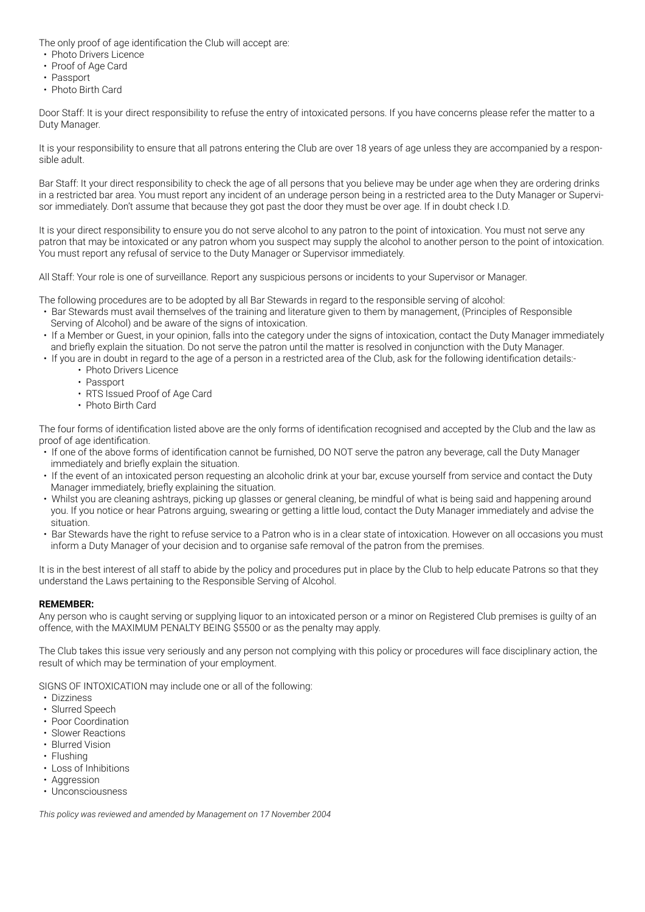The only proof of age identification the Club will accept are:

- Photo Drivers Licence
- Proof of Age Card
- Passport
- Photo Birth Card

Door Staff: It is your direct responsibility to refuse the entry of intoxicated persons. If you have concerns please refer the matter to a Duty Manager.

It is your responsibility to ensure that all patrons entering the Club are over 18 years of age unless they are accompanied by a responsible adult.

Bar Staff: It your direct responsibility to check the age of all persons that you believe may be under age when they are ordering drinks in a restricted bar area. You must report any incident of an underage person being in a restricted area to the Duty Manager or Supervisor immediately. Don't assume that because they got past the door they must be over age. If in doubt check I.D.

It is your direct responsibility to ensure you do not serve alcohol to any patron to the point of intoxication. You must not serve any patron that may be intoxicated or any patron whom you suspect may supply the alcohol to another person to the point of intoxication. You must report any refusal of service to the Duty Manager or Supervisor immediately.

All Staff: Your role is one of surveillance. Report any suspicious persons or incidents to your Supervisor or Manager.

The following procedures are to be adopted by all Bar Stewards in regard to the responsible serving of alcohol:

- Bar Stewards must avail themselves of the training and literature given to them by management, (Principles of Responsible Serving of Alcohol) and be aware of the signs of intoxication.
- If a Member or Guest, in your opinion, falls into the category under the signs of intoxication, contact the Duty Manager immediately and briefly explain the situation. Do not serve the patron until the matter is resolved in conjunction with the Duty Manager.
- If you are in doubt in regard to the age of a person in a restricted area of the Club, ask for the following identification details:-
    - Photo Drivers Licence
    - Passport
    - RTS Issued Proof of Age Card
    - Photo Birth Card

The four forms of identification listed above are the only forms of identification recognised and accepted by the Club and the law as proof of age identification.

- If one of the above forms of identification cannot be furnished, DO NOT serve the patron any beverage, call the Duty Manager immediately and briefly explain the situation.
- If the event of an intoxicated person requesting an alcoholic drink at your bar, excuse yourself from service and contact the Duty Manager immediately, briefly explaining the situation.
- Whilst you are cleaning ashtrays, picking up glasses or general cleaning, be mindful of what is being said and happening around you. If you notice or hear Patrons arguing, swearing or getting a little loud, contact the Duty Manager immediately and advise the situation.
- Bar Stewards have the right to refuse service to a Patron who is in a clear state of intoxication. However on all occasions you must inform a Duty Manager of your decision and to organise safe removal of the patron from the premises.

It is in the best interest of all staff to abide by the policy and procedures put in place by the Club to help educate Patrons so that they understand the Laws pertaining to the Responsible Serving of Alcohol.

**REMEMBER:**

Any person who is caught serving or supplying liquor to an intoxicated person or a minor on Registered Club premises is guilty of an offence, with the MAXIMUM PENALTY BEING $5500 or as the penalty may apply.

The Club takes this issue very seriously and any person not complying with this policy or procedures will face disciplinary action, the result of which may be termination of your employment.

SIGNS OF INTOXICATION may include one or all of the following:

- Dizziness
- Slurred Speech
- Poor Coordination
- Slower Reactions
- Blurred Vision
- Flushing
- Loss of Inhibitions
- Aggression
- Unconsciousness

*This policy was reviewed and amended by Management on 17 November 2004*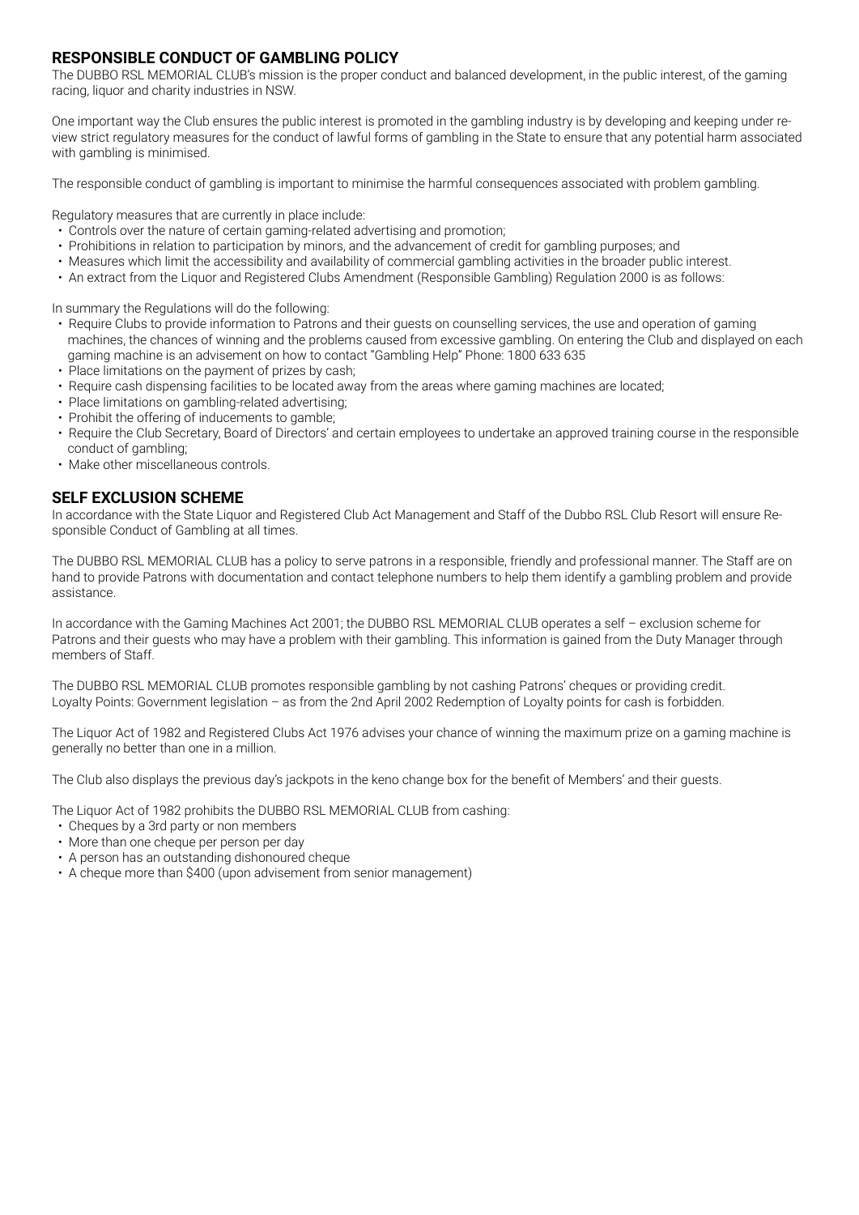## RESPONSIBLE CONDUCT OF GAMBLING POLICY

The DUBBO RSL MEMORIAL CLUB's mission is the proper conduct and balanced development, in the public interest, of the gaming racing, liquor and charity industries in NSW.

One important way the Club ensures the public interest is promoted in the gambling industry is by developing and keeping under review strict regulatory measures for the conduct of lawful forms of gambling in the State to ensure that any potential harm associated with gambling is minimised.

The responsible conduct of gambling is important to minimise the harmful consequences associated with problem gambling.

Regulatory measures that are currently in place include:

- Controls over the nature of certain gaming-related advertising and promotion;
- Prohibitions in relation to participation by minors, and the advancement of credit for gambling purposes; and
- Measures which limit the accessibility and availability of commercial gambling activities in the broader public interest.
- An extract from the Liquor and Registered Clubs Amendment (Responsible Gambling) Regulation 2000 is as follows:

In summary the Regulations will do the following:

- Require Clubs to provide information to Patrons and their guests on counselling services, the use and operation of gaming machines, the chances of winning and the problems caused from excessive gambling. On entering the Club and displayed on each gaming machine is an advisement on how to contact "Gambling Help" Phone: 1800 633 635
- Place limitations on the payment of prizes by cash;
- Require cash dispensing facilities to be located away from the areas where gaming machines are located;
- Place limitations on gambling-related advertising;
- Prohibit the offering of inducements to gamble;
- Require the Club Secretary, Board of Directors' and certain employees to undertake an approved training course in the responsible conduct of gambling;
- Make other miscellaneous controls.

## SELF EXCLUSION SCHEME

In accordance with the State Liquor and Registered Club Act Management and Staff of the Dubbo RSL Club Resort will ensure Responsible Conduct of Gambling at all times.

The DUBBO RSL MEMORIAL CLUB has a policy to serve patrons in a responsible, friendly and professional manner. The Staff are on hand to provide Patrons with documentation and contact telephone numbers to help them identify a gambling problem and provide assistance.

In accordance with the Gaming Machines Act 2001; the DUBBO RSL MEMORIAL CLUB operates a self – exclusion scheme for Patrons and their guests who may have a problem with their gambling. This information is gained from the Duty Manager through members of Staff.

The DUBBO RSL MEMORIAL CLUB promotes responsible gambling by not cashing Patrons' cheques or providing credit.
Loyalty Points: Government legislation – as from the 2nd April 2002 Redemption of Loyalty points for cash is forbidden.

The Liquor Act of 1982 and Registered Clubs Act 1976 advises your chance of winning the maximum prize on a gaming machine is generally no better than one in a million.

The Club also displays the previous day's jackpots in the keno change box for the benefit of Members' and their guests.

The Liquor Act of 1982 prohibits the DUBBO RSL MEMORIAL CLUB from cashing:

- Cheques by a 3rd party or non members
- More than one cheque per person per day
- A person has an outstanding dishonoured cheque
- A cheque more than $400 (upon advisement from senior management)